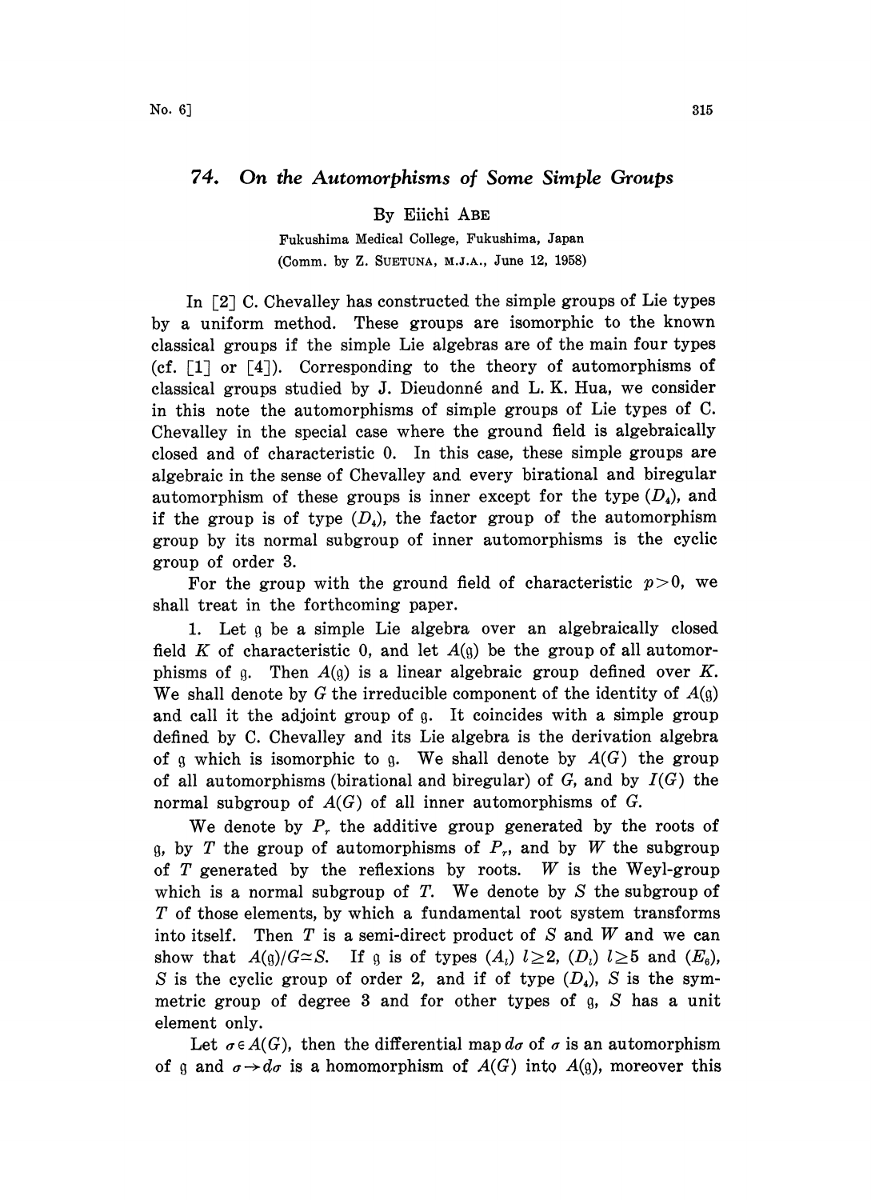# 74. On the Automorphisms of Some Simple Groups

By Eiichi ABE

Fukushima Medical College, Fukushima, Japan

(Comm. by Z. SUETUNA, M.J.A., June 12, 1958)

In [2] C. Chevalley has constructed the simple groups of Lie types by a uniform method. These groups are isomorphic to the known classical groups if the simple Lie algebras are of the main four types (cf. [1] or [4]). Corresponding to the theory of automorphisms of classical groups studied by J. Dieudonné and L. K. Hua, we consider in this note the automorphisms of simple groups of Lie types of C. Chevalley in the special case where the ground field is algebraically closed and of characteristic 0. In this case, these simple groups are algebraic in the sense of Chevalley and every birational and biregular automorphism of these groups is inner except for the type $(D_4)$, and if the group is of type $(D_4)$, the factor group of the automorphism group by its normal subgroup of inner automorphisms is the cyclic group of order 3.

For the group with the ground field of characteristic $p>0$, we shall treat in the forthcoming paper.

1. Let $\mathfrak{g}$ be a simple Lie algebra over an algebraically closed field $K$ of characteristic 0, and let $A(\mathfrak{g})$ be the group of all automorphisms of $\mathfrak{g}$. Then $A(\mathfrak{g})$ is a linear algebraic group defined over $K$. We shall denote by $G$ the irreducible component of the identity of $A(\mathfrak{g})$ and call it the adjoint group of $\mathfrak{g}$. It coincides with a simple group defined by C. Chevalley and its Lie algebra is the derivation algebra of $\mathfrak{g}$ which is isomorphic to $\mathfrak{g}$. We shall denote by $A(G)$ the group of all automorphisms (birational and biregular) of $G$, and by $I(G)$ the normal subgroup of $A(G)$ of all inner automorphisms of $G$.

We denote by $P_r$ the additive group generated by the roots of $\mathfrak{g}$, by $T$ the group of automorphisms of $P_r$, and by $W$ the subgroup of $T$ generated by the reflexions by roots. $W$ is the Weyl-group which is a normal subgroup of $T$. We denote by $S$ the subgroup of $T$ of those elements, by which a fundamental root system transforms into itself. Then $T$ is a semi-direct product of $S$ and $W$ and we can show that $A(\mathfrak{g})/G \simeq S$. If $\mathfrak{g}$ is of types $(A_l)$ $l \geq 2$, $(D_l)$ $l \geq 5$ and $(E_6)$, $S$ is the cyclic group of order 2, and if of type $(D_4)$, $S$ is the symmetric group of degree 3 and for other types of $\mathfrak{g}$, $S$ has a unit element only.

Let $\sigma \in A(G)$, then the differential map $d\sigma$ of $\sigma$ is an automorphism of $\mathfrak{g}$ and $\sigma \rightarrow d\sigma$ is a homomorphism of $A(G)$ into $A(\mathfrak{g})$, moreover this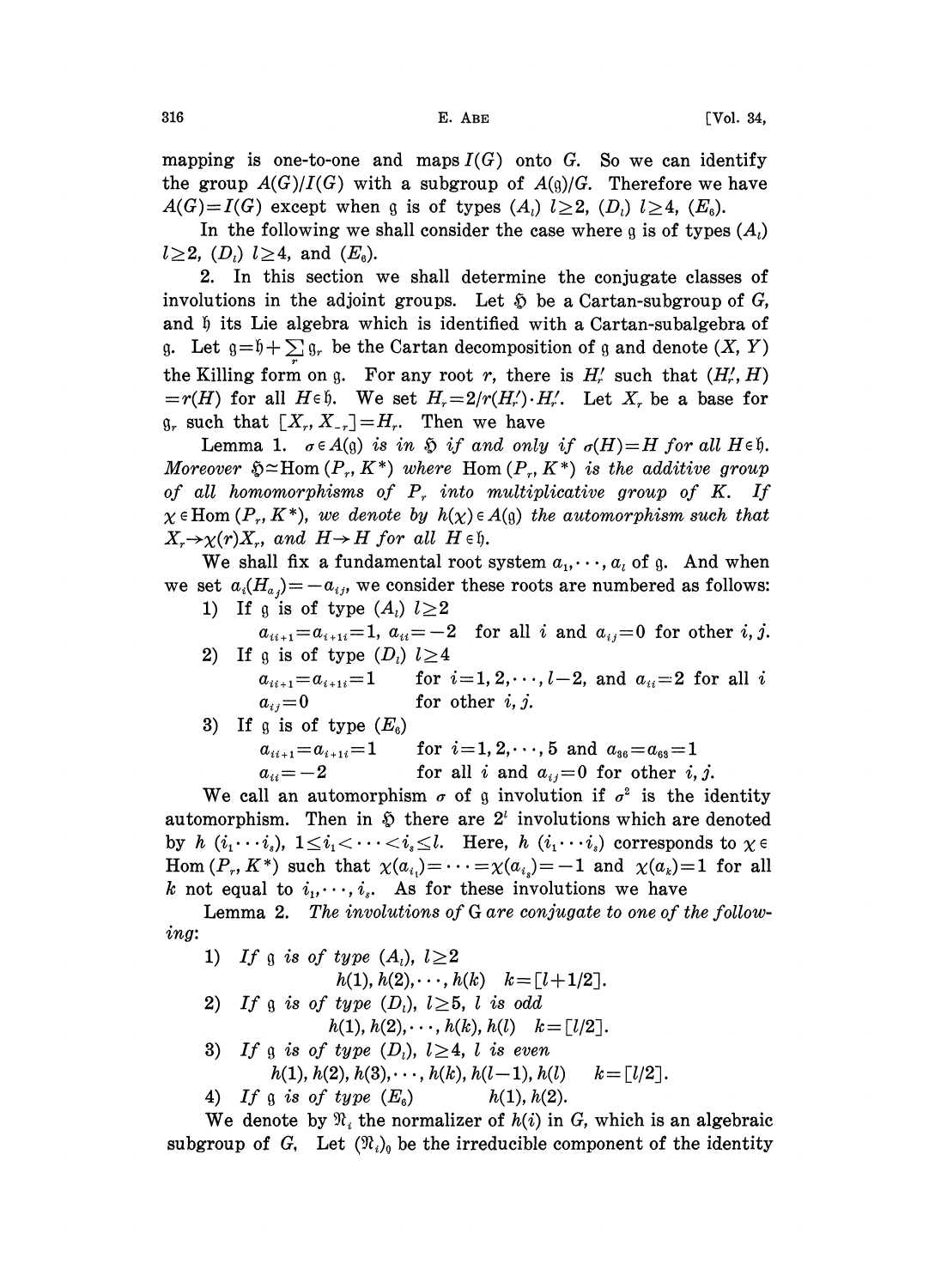mapping is one-to-one and maps $I(G)$ onto $G$. So we can identify the group $A(G)/I(G)$ with a subgroup of $A(\mathfrak{g})/G$. Therefore we have $A(G)=I(G)$ except when $\mathfrak{g}$ is of types $(A_l)$ $l\geq 2$, $(D_l)$ $l\geq 4$, $(E_6)$.

In the following we shall consider the case where $\mathfrak{g}$ is of types $(A_l)$ $l\geq 2$, $(D_l)$ $l\geq 4$, and $(E_6)$.

2. In this section we shall determine the conjugate classes of involutions in the adjoint groups. Let $\mathfrak{H}$ be a Cartan-subgroup of $G$, and $\mathfrak{h}$ its Lie algebra which is identified with a Cartan-subalgebra of $\mathfrak{g}$. Let $\mathfrak{g}=\mathfrak{h}+\sum_r \mathfrak{g}_r$ be the Cartan decomposition of $\mathfrak{g}$ and denote $(X, Y)$ the Killing form on $\mathfrak{g}$. For any root $r$, there is $H_r'$ such that $(H_r', H)=r(H)$ for all $H\in\mathfrak{h}$. We set $H_r=2/r(H_r')\cdot H_r'$. Let $X_r$ be a base for $\mathfrak{g}_r$ such that $[X_r, X_{-r}]=H_r$. Then we have

Lemma 1. *$\sigma\in A(\mathfrak{g})$ is in $\mathfrak{H}$ if and only if $\sigma(H)=H$ for all $H\in\mathfrak{h}$. Moreover $\mathfrak{H}\simeq\operatorname{Hom}(P_r, K^*)$ where $\operatorname{Hom}(P_r, K^*)$ is the additive group of all homomorphisms of $P_r$ into multiplicative group of $K$. If $\chi\in\operatorname{Hom}(P_r, K^*)$, we denote by $h(\chi)\in A(\mathfrak{g})$ the automorphism such that $X_r\to\chi(r)X_r$, and $H\to H$ for all $H\in\mathfrak{h}$.*

We shall fix a fundamental root system $a_1,\cdots, a_l$ of $\mathfrak{g}$. And when we set $a_i(H_{a_j})=-a_{ij}$, we consider these roots are numbered as follows:

1) If $\mathfrak{g}$ is of type $(A_l)$ $l\geq 2$

$a_{ii+1}=a_{i+1i}=1$, $a_{ii}=-2$ for all $i$ and $a_{ij}=0$ for other $i, j$.

2) If $\mathfrak{g}$ is of type $(D_l)$ $l\geq 4$

$a_{ii+1}=a_{i+1i}=1$ for $i=1,2,\cdots, l-2$, and $a_{ii}=2$ for all $i$

$a_{ij}=0$ for other $i, j$.

3) If $\mathfrak{g}$ is of type $(E_6)$

$a_{ii+1}=a_{i+1i}=1$ for $i=1,2,\cdots,5$ and $a_{36}=a_{63}=1$

$a_{ii}=-2$ for all $i$ and $a_{ij}=0$ for other $i, j$.

We call an automorphism $\sigma$ of $\mathfrak{g}$ involution if $\sigma^2$ is the identity automorphism. Then in $\mathfrak{H}$ there are $2^l$ involutions which are denoted by $h(i_1\cdots i_s)$, $1\leq i_1<\cdots<i_s\leq l$. Here, $h(i_1\cdots i_s)$ corresponds to $\chi\in\operatorname{Hom}(P_r, K^*)$ such that $\chi(a_{i_1})=\cdots=\chi(a_{i_s})=-1$ and $\chi(a_k)=1$ for all $k$ not equal to $i_1,\cdots, i_s$. As for these involutions we have

Lemma 2. *The involutions of G are conjugate to one of the following:*

1) *If $\mathfrak{g}$ is of type $(A_l)$, $l\geq 2$*

$h(1), h(2),\cdots, h(k)$ $k=[l+1/2]$.

2) *If $\mathfrak{g}$ is of type $(D_l)$, $l\geq 5$, $l$ is odd*

$h(1), h(2),\cdots, h(k), h(l)$ $k=[l/2]$.

3) *If $\mathfrak{g}$ is of type $(D_l)$, $l\geq 4$, $l$ is even*

$h(1), h(2), h(3),\cdots, h(k), h(l-1), h(l)$ $k=[l/2]$.

4) *If $\mathfrak{g}$ is of type $(E_6)$* $h(1), h(2)$.

We denote by $\mathfrak{N}_i$ the normalizer of $h(i)$ in $G$, which is an algebraic subgroup of $G$. Let $(\mathfrak{N}_i)_0$ be the irreducible component of the identity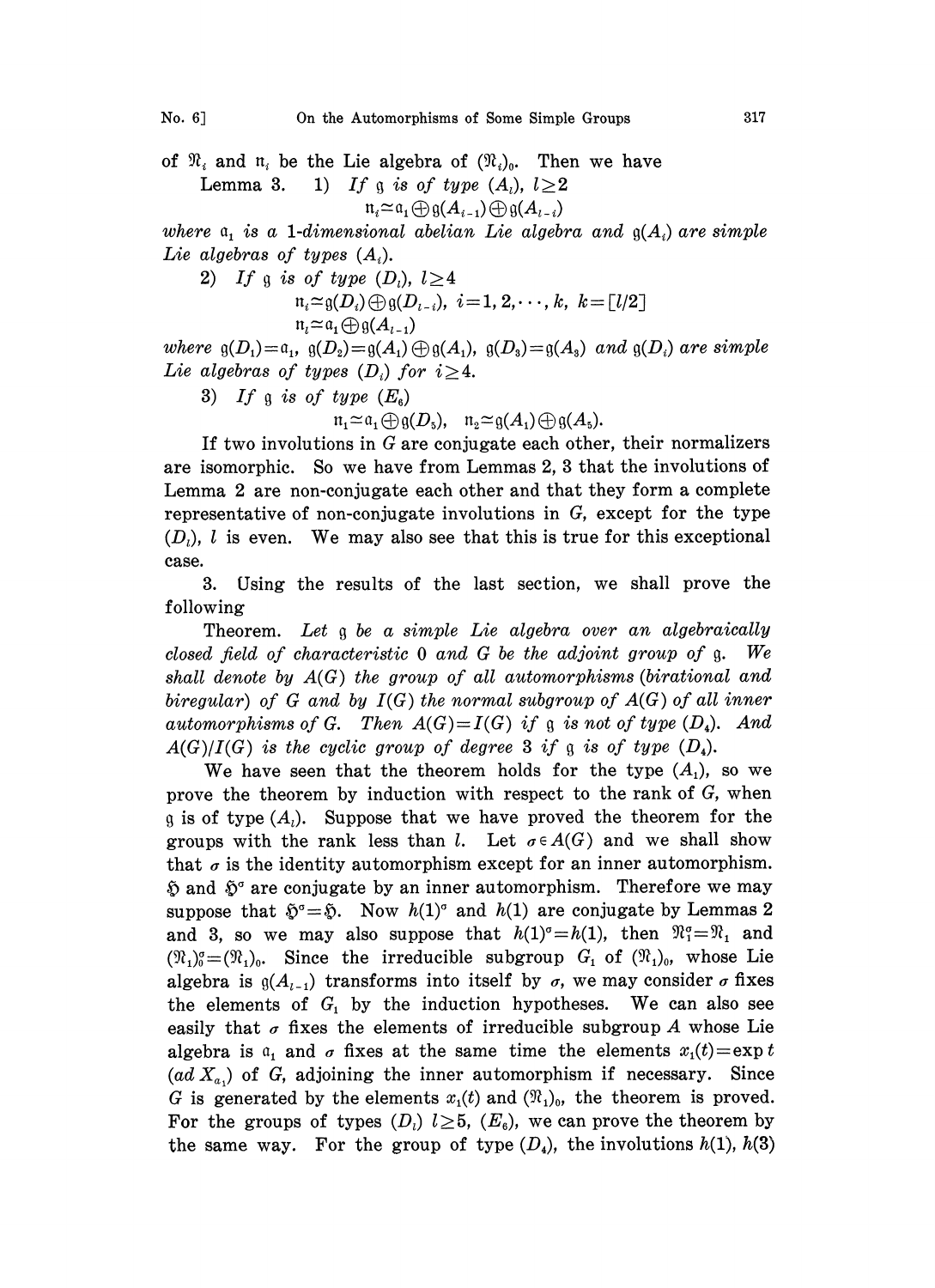of $\mathfrak{N}_i$ and $\mathfrak{n}_i$ be the Lie algebra of $(\mathfrak{N}_i)_0$. Then we have

Lemma 3. 1) *If* $\mathfrak{g}$ *is of type* $(A_l)$, $l \geq 2$

$$\mathfrak{n}_i \simeq \mathfrak{a}_1 \oplus \mathfrak{g}(A_{i-1}) \oplus \mathfrak{g}(A_{l-i})$$

*where* $\mathfrak{a}_1$ *is a* 1*-dimensional abelian Lie algebra and* $\mathfrak{g}(A_i)$ *are simple Lie algebras of types* $(A_i)$.

2) *If* $\mathfrak{g}$ *is of type* $(D_l)$, $l \geq 4$

$$\mathfrak{n}_i \simeq \mathfrak{g}(D_i) \oplus \mathfrak{g}(D_{l-i}),\ i=1, 2, \cdots, k,\ k=[l/2]$$

$$\mathfrak{n}_l \simeq \mathfrak{a}_1 \oplus \mathfrak{g}(A_{l-1})$$

*where* $\mathfrak{g}(D_1)=\mathfrak{a}_1$, $\mathfrak{g}(D_2)=\mathfrak{g}(A_1)\oplus\mathfrak{g}(A_1)$, $\mathfrak{g}(D_3)=\mathfrak{g}(A_3)$ *and* $\mathfrak{g}(D_i)$ *are simple Lie algebras of types* $(D_i)$ *for* $i \geq 4$.

3) *If* $\mathfrak{g}$ *is of type* $(E_6)$

$$\mathfrak{n}_1 \simeq \mathfrak{a}_1 \oplus \mathfrak{g}(D_5), \quad \mathfrak{n}_2 \simeq \mathfrak{g}(A_1) \oplus \mathfrak{g}(A_5).$$

If two involutions in $G$ are conjugate each other, their normalizers are isomorphic. So we have from Lemmas 2, 3 that the involutions of Lemma 2 are non-conjugate each other and that they form a complete representative of non-conjugate involutions in $G$, except for the type $(D_l)$, $l$ is even. We may also see that this is true for this exceptional case.

3. Using the results of the last section, we shall prove the following

Theorem. *Let* $\mathfrak{g}$ *be a simple Lie algebra over an algebraically closed field of characteristic* 0 *and* $G$ *be the adjoint group of* $\mathfrak{g}$. *We shall denote by* $A(G)$ *the group of all automorphisms (birational and biregular) of* $G$ *and by* $I(G)$ *the normal subgroup of* $A(G)$ *of all inner automorphisms of* $G$. *Then* $A(G)=I(G)$ *if* $\mathfrak{g}$ *is not of type* $(D_4)$. *And* $A(G)/I(G)$ *is the cyclic group of degree* 3 *if* $\mathfrak{g}$ *is of type* $(D_4)$.

We have seen that the theorem holds for the type $(A_1)$, so we prove the theorem by induction with respect to the rank of $G$, when $\mathfrak{g}$ is of type $(A_l)$. Suppose that we have proved the theorem for the groups with the rank less than $l$. Let $\sigma \in A(G)$ and we shall show that $\sigma$ is the identity automorphism except for an inner automorphism. $\mathfrak{H}$ and $\mathfrak{H}^\sigma$ are conjugate by an inner automorphism. Therefore we may suppose that $\mathfrak{H}^\sigma=\mathfrak{H}$. Now $h(1)^\sigma$ and $h(1)$ are conjugate by Lemmas 2 and 3, so we may also suppose that $h(1)^\sigma=h(1)$, then $\mathfrak{N}_1^\sigma=\mathfrak{N}_1$ and $(\mathfrak{N}_1)_0^\sigma=(\mathfrak{N}_1)_0$. Since the irreducible subgroup $G_1$ of $(\mathfrak{N}_1)_0$, whose Lie algebra is $\mathfrak{g}(A_{l-1})$ transforms into itself by $\sigma$, we may consider $\sigma$ fixes the elements of $G_1$ by the induction hypotheses. We can also see easily that $\sigma$ fixes the elements of irreducible subgroup $A$ whose Lie algebra is $\mathfrak{a}_1$ and $\sigma$ fixes at the same time the elements $x_1(t)=\exp t$ $(ad\, X_{a_1})$ of $G$, adjoining the inner automorphism if necessary. Since $G$ is generated by the elements $x_1(t)$ and $(\mathfrak{N}_1)_0$, the theorem is proved. For the groups of types $(D_l)$ $l \geq 5$, $(E_6)$, we can prove the theorem by the same way. For the group of type $(D_4)$, the involutions $h(1)$, $h(3)$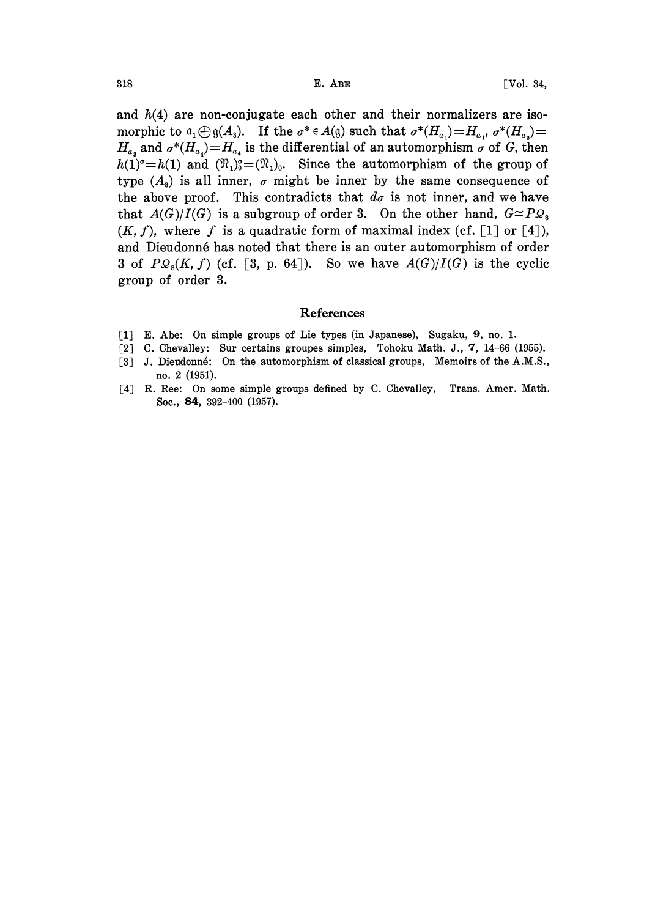and $h(4)$ are non-conjugate each other and their normalizers are isomorphic to $\mathfrak{a}_1 \oplus \mathfrak{g}(A_3)$. If the $\sigma^* \in A(\mathfrak{g})$ such that $\sigma^*(H_{a_1}) = H_{a_1}$, $\sigma^*(H_{a_3}) = H_{a_3}$ and $\sigma^*(H_{a_4}) = H_{a_4}$ is the differential of an automorphism $\sigma$ of $G$, then $h(1)^\sigma = h(1)$ and $(\mathfrak{N}_1)_0^\sigma = (\mathfrak{N}_1)_0$. Since the automorphism of the group of type $(A_3)$ is all inner, $\sigma$ might be inner by the same consequence of the above proof. This contradicts that $d\sigma$ is not inner, and we have that $A(G)/I(G)$ is a subgroup of order 3. On the other hand, $G \simeq P\Omega_8(K, f)$, where $f$ is a quadratic form of maximal index (cf. [1] or [4]), and Dieudonné has noted that there is an outer automorphism of order 3 of $P\Omega_8(K, f)$ (cf. [3, p. 64]). So we have $A(G)/I(G)$ is the cyclic group of order 3.

## References

[1] E. Abe: On simple groups of Lie types (in Japanese), Sugaku, **9**, no. 1.

[2] C. Chevalley: Sur certains groupes simples, Tohoku Math. J., **7**, 14-66 (1955).

[3] J. Dieudonné: On the automorphism of classical groups, Memoirs of the A.M.S., no. 2 (1951).

[4] R. Ree: On some simple groups defined by C. Chevalley, Trans. Amer. Math. Soc., **84**, 392-400 (1957).